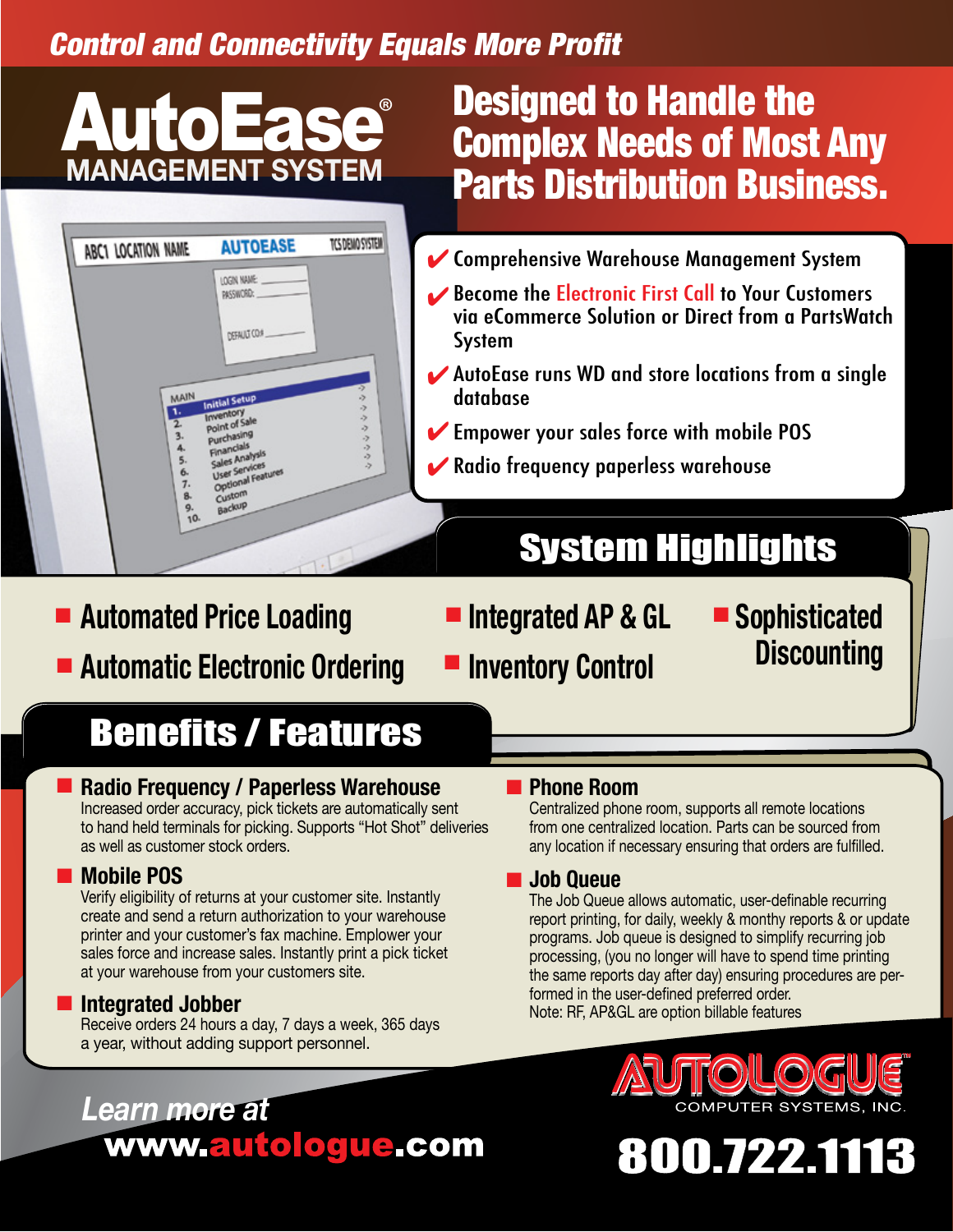*Control and Connectivity Equals More Profit*

# AutoEase® MANAGEMENT SYSTEM

## Designed to Handle the Complex Needs of Most Any Parts Distribution Business.

- ✔ Comprehensive Warehouse Management System
- ✔ Become the Electronic First Call to Your Customers via eCommerce Solution or Direct from a PartsWatch System
- ✔ AutoEase runs WD and store locations from a single database
- ✔ Empower your sales force with mobile POS
- ✔ Radio frequency paperless warehouse

## System Highlights

- Automated Price Loading
- Automatic Electronic Ordering
- Integrated AP & GL
- Inventory Control
- Sophisticated Discounting

## Benefits / Features

### Radio Frequency / Paperless Warehouse

Increased order accuracy, pick tickets are automatically sent to hand held terminals for picking. Supports "Hot Shot" deliveries as well as customer stock orders.

### Mobile POS

Verify eligibility of returns at your customer site. Instantly create and send a return authorization to your warehouse printer and your customer's fax machine. Emplower your sales force and increase sales. Instantly print a pick ticket at your warehouse from your customers site.

### Integrated Jobber

Receive orders 24 hours a day, 7 days a week, 365 days a year, without adding support personnel.

### Phone Room

Centralized phone room, supports all remote locations from one centralized location. Parts can be sourced from any location if necessary ensuring that orders are fulfilled.

### Job Queue

The Job Queue allows automatic, user-definable recurring report printing, for daily, weekly & monthy reports & or update programs. Job queue is designed to simplify recurring job processing, (you no longer will have to spend time printing the same reports day after day) ensuring procedures are performed in the user-defined preferred order.

Note: RF, AP&GL are option billable features

*Learn more at*
**www.autologue.com**

AUTOLOGUE™ COMPUTER SYSTEMS, INC.

**800.722.1113**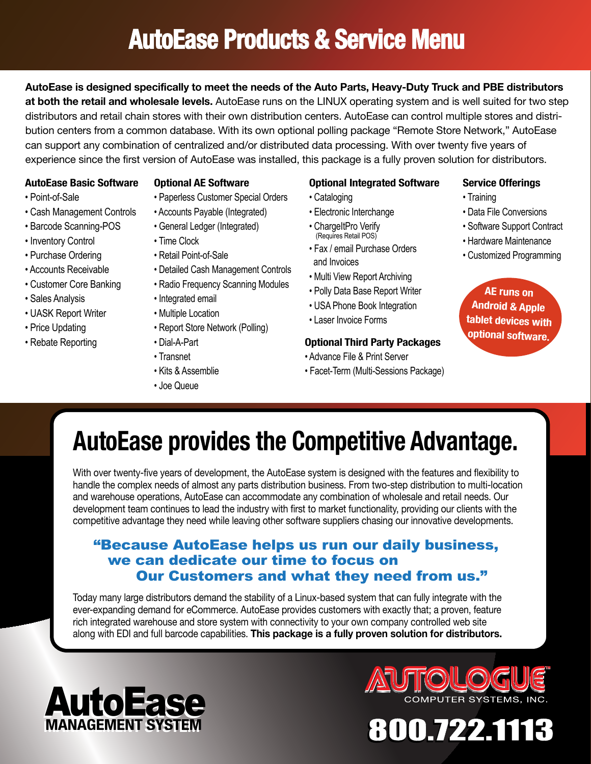# AutoEase Products & Service Menu

**AutoEase is designed specifically to meet the needs of the Auto Parts, Heavy-Duty Truck and PBE distributors at both the retail and wholesale levels.** AutoEase runs on the LINUX operating system and is well suited for two step distributors and retail chain stores with their own distribution centers. AutoEase can control multiple stores and distribution centers from a common database. With its own optional polling package "Remote Store Network," AutoEase can support any combination of centralized and/or distributed data processing. With over twenty five years of experience since the first version of AutoEase was installed, this package is a fully proven solution for distributors.

### AutoEase Basic Software

- Point-of-Sale
- Cash Management Controls
- Barcode Scanning-POS
- Inventory Control
- Purchase Ordering
- Accounts Receivable
- Customer Core Banking
- Sales Analysis
- UASK Report Writer
- Price Updating
- Rebate Reporting

### Optional AE Software

- Paperless Customer Special Orders
- Accounts Payable (Integrated)
- General Ledger (Integrated)
- Time Clock
- Retail Point-of-Sale
- Detailed Cash Management Controls
- Radio Frequency Scanning Modules
- Integrated email
- Multiple Location
- Report Store Network (Polling)
- Dial-A-Part
- Transnet
- Kits & Assemblie
- Joe Queue

### Optional Integrated Software

- Cataloging
- Electronic Interchange
- ChargeItPro Verify (Requires Retail POS)
- Fax / email Purchase Orders and Invoices
- Multi View Report Archiving
- Polly Data Base Report Writer
- USA Phone Book Integration
- Laser Invoice Forms

### Optional Third Party Packages

- Advance File & Print Server
- Facet-Term (Multi-Sessions Package)

### Service Offerings

- Training
- Data File Conversions
- Software Support Contract
- Hardware Maintenance
- Customized Programming

**AE runs on Android & Apple tablet devices with optional software.**

## AutoEase provides the Competitive Advantage.

With over twenty-five years of development, the AutoEase system is designed with the features and flexibility to handle the complex needs of almost any parts distribution business. From two-step distribution to multi-location and warehouse operations, AutoEase can accommodate any combination of wholesale and retail needs. Our development team continues to lead the industry with first to market functionality, providing our clients with the competitive advantage they need while leaving other software suppliers chasing our innovative developments.

**"Because AutoEase helps us run our daily business, we can dedicate our time to focus on Our Customers and what they need from us."**

Today many large distributors demand the stability of a Linux-based system that can fully integrate with the ever-expanding demand for eCommerce. AutoEase provides customers with exactly that; a proven, feature rich integrated warehouse and store system with connectivity to your own company controlled web site along with EDI and full barcode capabilities. **This package is a fully proven solution for distributors.**

**AutoEase MANAGEMENT SYSTEM**

**AUTOLOGUE™ COMPUTER SYSTEMS, INC.**

**800.722.1113**